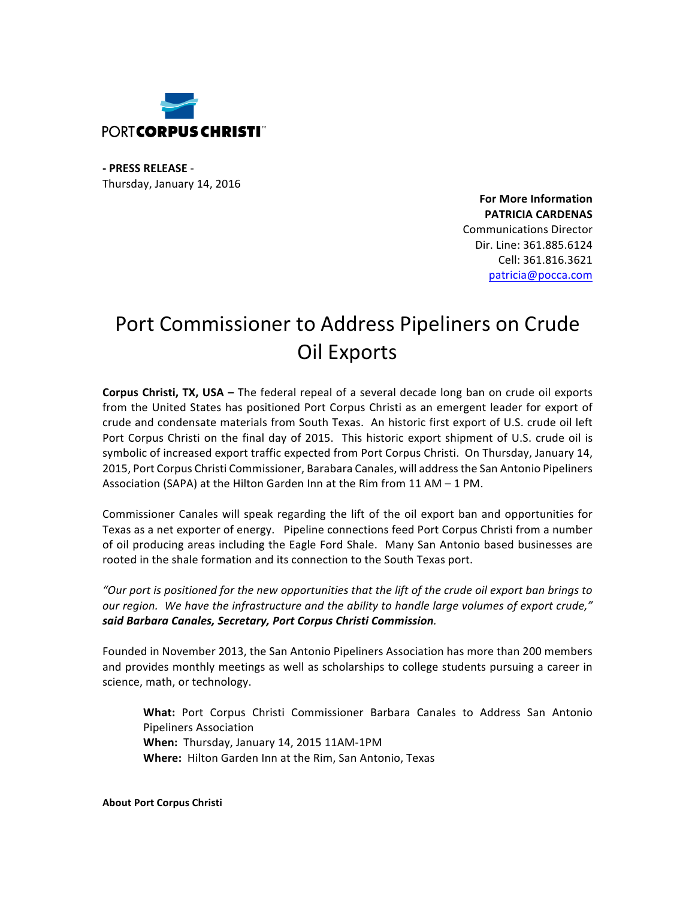PORT CORPUS CHRISTI™

**- PRESS RELEASE -**
Thursday, January 14, 2016

**For More Information**
**PATRICIA CARDENAS**
Communications Director
Dir. Line: 361.885.6124
Cell: 361.816.3621
patricia@pocca.com

# Port Commissioner to Address Pipeliners on Crude Oil Exports

**Corpus Christi, TX, USA –** The federal repeal of a several decade long ban on crude oil exports from the United States has positioned Port Corpus Christi as an emergent leader for export of crude and condensate materials from South Texas. An historic first export of U.S. crude oil left Port Corpus Christi on the final day of 2015. This historic export shipment of U.S. crude oil is symbolic of increased export traffic expected from Port Corpus Christi. On Thursday, January 14, 2015, Port Corpus Christi Commissioner, Barabara Canales, will address the San Antonio Pipeliners Association (SAPA) at the Hilton Garden Inn at the Rim from 11 AM – 1 PM.

Commissioner Canales will speak regarding the lift of the oil export ban and opportunities for Texas as a net exporter of energy. Pipeline connections feed Port Corpus Christi from a number of oil producing areas including the Eagle Ford Shale. Many San Antonio based businesses are rooted in the shale formation and its connection to the South Texas port.

*"Our port is positioned for the new opportunities that the lift of the crude oil export ban brings to our region. We have the infrastructure and the ability to handle large volumes of export crude," **said Barbara Canales, Secretary, Port Corpus Christi Commission**.*

Founded in November 2013, the San Antonio Pipeliners Association has more than 200 members and provides monthly meetings as well as scholarships to college students pursuing a career in science, math, or technology.

> **What:** Port Corpus Christi Commissioner Barbara Canales to Address San Antonio Pipeliners Association
> **When:** Thursday, January 14, 2015 11AM-1PM
> **Where:** Hilton Garden Inn at the Rim, San Antonio, Texas

**About Port Corpus Christi**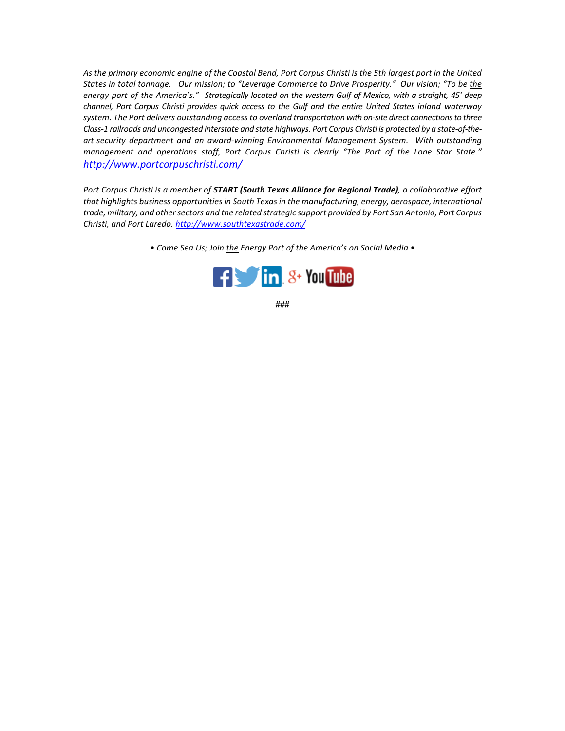*As the primary economic engine of the Coastal Bend, Port Corpus Christi is the 5th largest port in the United States in total tonnage. Our mission; to "Leverage Commerce to Drive Prosperity." Our vision; "To be the energy port of the America's." Strategically located on the western Gulf of Mexico, with a straight, 45' deep channel, Port Corpus Christi provides quick access to the Gulf and the entire United States inland waterway system. The Port delivers outstanding access to overland transportation with on-site direct connections to three Class-1 railroads and uncongested interstate and state highways. Port Corpus Christi is protected by a state-of-the-art security department and an award-winning Environmental Management System. With outstanding management and operations staff, Port Corpus Christi is clearly "The Port of the Lone Star State."* http://www.portcorpuschristi.com/

*Port Corpus Christi is a member of **START (South Texas Alliance for Regional Trade)**, a collaborative effort that highlights business opportunities in South Texas in the manufacturing, energy, aerospace, international trade, military, and other sectors and the related strategic support provided by Port San Antonio, Port Corpus Christi, and Port Laredo.* http://www.southtexastrade.com/

*• Come Sea Us; Join the Energy Port of the America's on Social Media •*

###